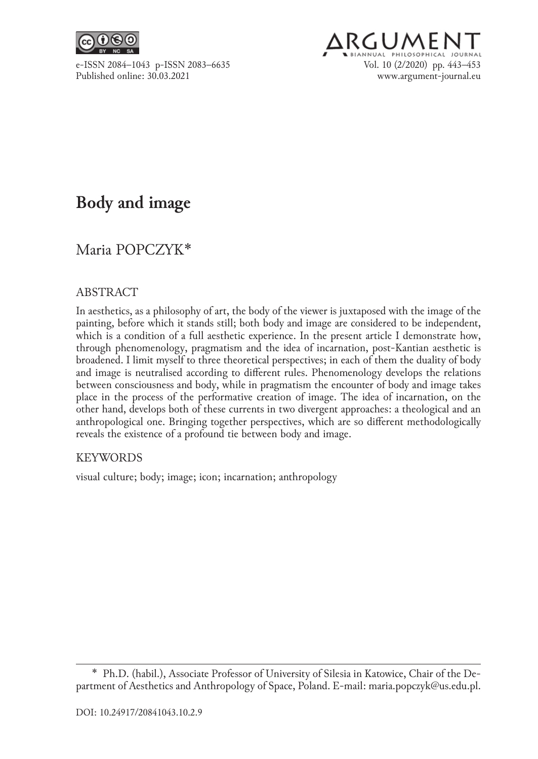# Body and image

Maria POPCZYK*

## ABSTRACT

In aesthetics, as a philosophy of art, the body of the viewer is juxtaposed with the image of the painting, before which it stands still; both body and image are considered to be independent, which is a condition of a full aesthetic experience. In the present article I demonstrate how, through phenomenology, pragmatism and the idea of incarnation, post-Kantian aesthetic is broadened. I limit myself to three theoretical perspectives; in each of them the duality of body and image is neutralised according to different rules. Phenomenology develops the relations between consciousness and body, while in pragmatism the encounter of body and image takes place in the process of the performative creation of image. The idea of incarnation, on the other hand, develops both of these currents in two divergent approaches: a theological and an anthropological one. Bringing together perspectives, which are so different methodologically reveals the existence of a profound tie between body and image.

## KEYWORDS

visual culture; body; image; icon; incarnation; anthropology

---

\* Ph.D. (habil.), Associate Professor of University of Silesia in Katowice, Chair of the Department of Aesthetics and Anthropology of Space, Poland. E-mail: maria.popczyk@us.edu.pl.

DOI: 10.24917/20841043.10.2.9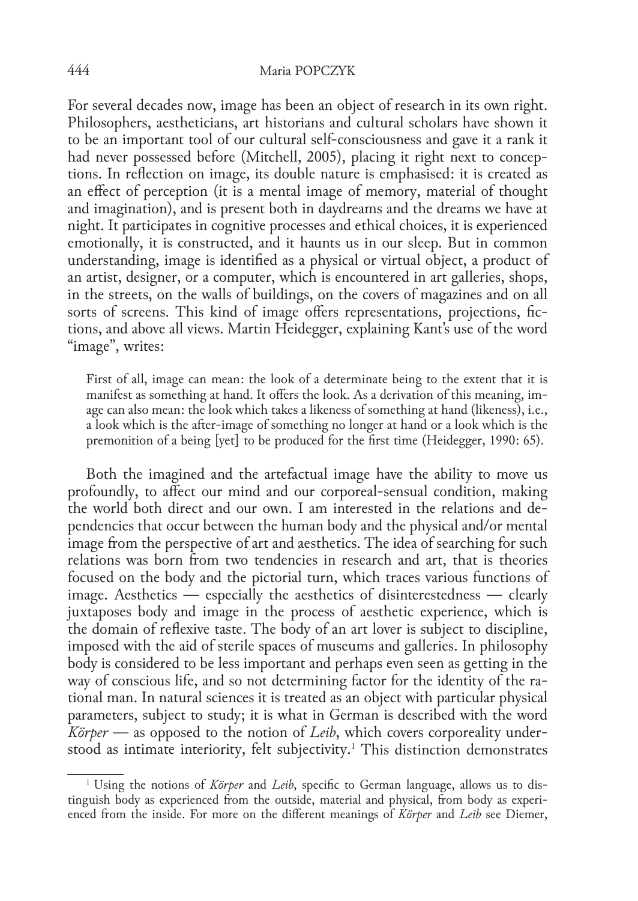For several decades now, image has been an object of research in its own right. Philosophers, aestheticians, art historians and cultural scholars have shown it to be an important tool of our cultural self-consciousness and gave it a rank it had never possessed before (Mitchell, 2005), placing it right next to conceptions. In reflection on image, its double nature is emphasised: it is created as an effect of perception (it is a mental image of memory, material of thought and imagination), and is present both in daydreams and the dreams we have at night. It participates in cognitive processes and ethical choices, it is experienced emotionally, it is constructed, and it haunts us in our sleep. But in common understanding, image is identified as a physical or virtual object, a product of an artist, designer, or a computer, which is encountered in art galleries, shops, in the streets, on the walls of buildings, on the covers of magazines and on all sorts of screens. This kind of image offers representations, projections, fictions, and above all views. Martin Heidegger, explaining Kant's use of the word "image", writes:

> First of all, image can mean: the look of a determinate being to the extent that it is manifest as something at hand. It offers the look. As a derivation of this meaning, image can also mean: the look which takes a likeness of something at hand (likeness), i.e., a look which is the after-image of something no longer at hand or a look which is the premonition of a being [yet] to be produced for the first time (Heidegger, 1990: 65).

Both the imagined and the artefactual image have the ability to move us profoundly, to affect our mind and our corporeal-sensual condition, making the world both direct and our own. I am interested in the relations and dependencies that occur between the human body and the physical and/or mental image from the perspective of art and aesthetics. The idea of searching for such relations was born from two tendencies in research and art, that is theories focused on the body and the pictorial turn, which traces various functions of image. Aesthetics — especially the aesthetics of disinterestedness — clearly juxtaposes body and image in the process of aesthetic experience, which is the domain of reflexive taste. The body of an art lover is subject to discipline, imposed with the aid of sterile spaces of museums and galleries. In philosophy body is considered to be less important and perhaps even seen as getting in the way of conscious life, and so not determining factor for the identity of the rational man. In natural sciences it is treated as an object with particular physical parameters, subject to study; it is what in German is described with the word *Körper* — as opposed to the notion of *Leib*, which covers corporeality understood as intimate interiority, felt subjectivity.[1] This distinction demonstrates

---

[1] Using the notions of *Körper* and *Leib*, specific to German language, allows us to distinguish body as experienced from the outside, material and physical, from body as experienced from the inside. For more on the different meanings of *Körper* and *Leib* see Diemer,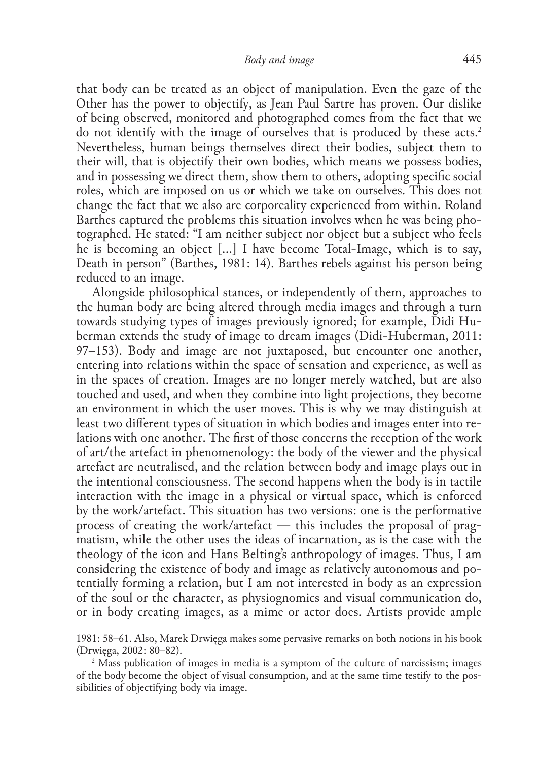that body can be treated as an object of manipulation. Even the gaze of the Other has the power to objectify, as Jean Paul Sartre has proven. Our dislike of being observed, monitored and photographed comes from the fact that we do not identify with the image of ourselves that is produced by these acts.[2] Nevertheless, human beings themselves direct their bodies, subject them to their will, that is objectify their own bodies, which means we possess bodies, and in possessing we direct them, show them to others, adopting specific social roles, which are imposed on us or which we take on ourselves. This does not change the fact that we also are corporeality experienced from within. Roland Barthes captured the problems this situation involves when he was being photographed. He stated: "I am neither subject nor object but a subject who feels he is becoming an object [...] I have become Total-Image, which is to say, Death in person" (Barthes, 1981: 14). Barthes rebels against his person being reduced to an image.

Alongside philosophical stances, or independently of them, approaches to the human body are being altered through media images and through a turn towards studying types of images previously ignored; for example, Didi Huberman extends the study of image to dream images (Didi-Huberman, 2011: 97–153). Body and image are not juxtaposed, but encounter one another, entering into relations within the space of sensation and experience, as well as in the spaces of creation. Images are no longer merely watched, but are also touched and used, and when they combine into light projections, they become an environment in which the user moves. This is why we may distinguish at least two different types of situation in which bodies and images enter into relations with one another. The first of those concerns the reception of the work of art/the artefact in phenomenology: the body of the viewer and the physical artefact are neutralised, and the relation between body and image plays out in the intentional consciousness. The second happens when the body is in tactile interaction with the image in a physical or virtual space, which is enforced by the work/artefact. This situation has two versions: one is the performative process of creating the work/artefact — this includes the proposal of pragmatism, while the other uses the ideas of incarnation, as is the case with the theology of the icon and Hans Belting's anthropology of images. Thus, I am considering the existence of body and image as relatively autonomous and potentially forming a relation, but I am not interested in body as an expression of the soul or the character, as physiognomics and visual communication do, or in body creating images, as a mime or actor does. Artists provide ample

1981: 58–61. Also, Marek Drwięga makes some pervasive remarks on both notions in his book (Drwięga, 2002: 80–82).

[2] Mass publication of images in media is a symptom of the culture of narcissism; images of the body become the object of visual consumption, and at the same time testify to the possibilities of objectifying body via image.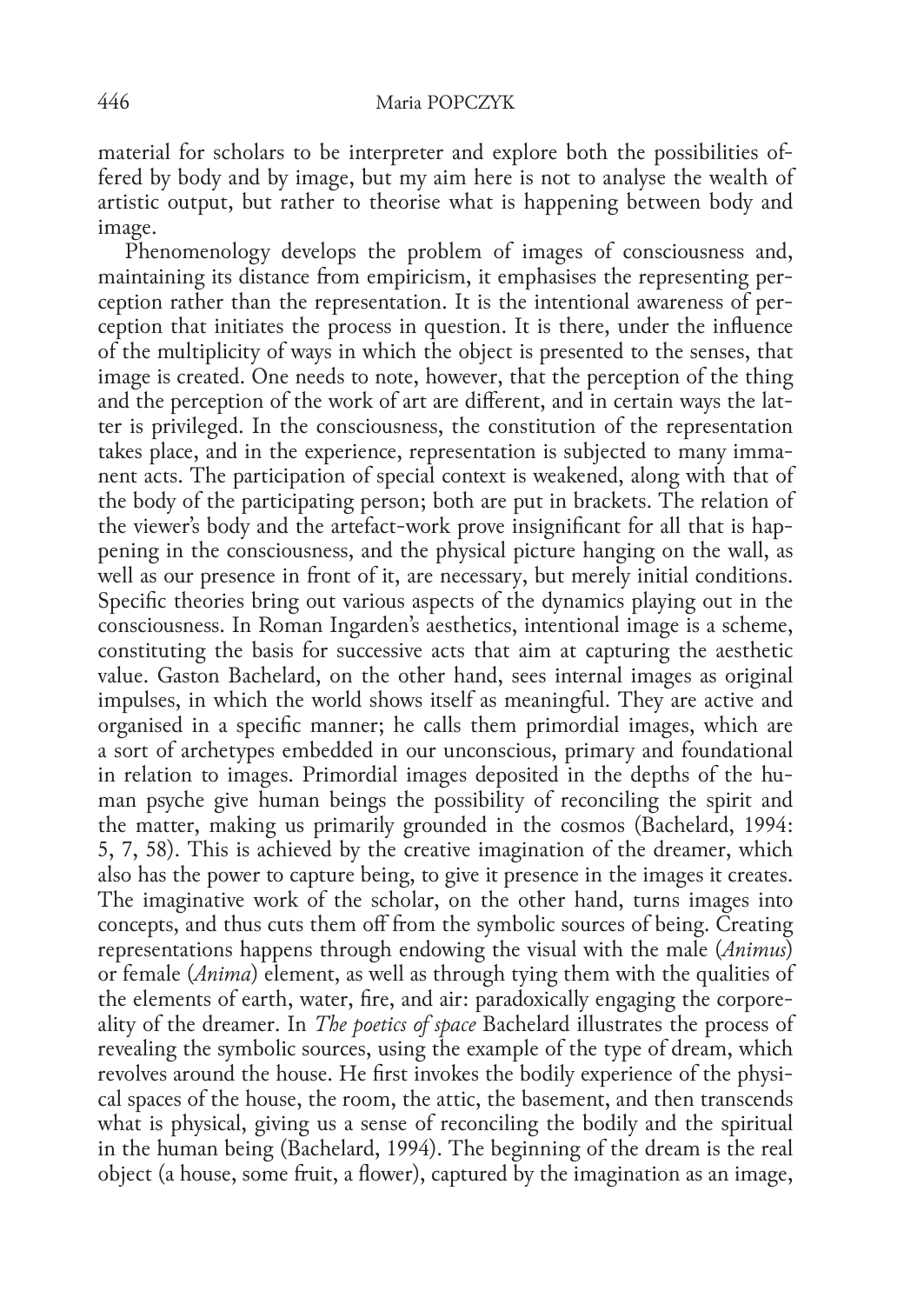material for scholars to be interpreter and explore both the possibilities offered by body and by image, but my aim here is not to analyse the wealth of artistic output, but rather to theorise what is happening between body and image.

Phenomenology develops the problem of images of consciousness and, maintaining its distance from empiricism, it emphasises the representing perception rather than the representation. It is the intentional awareness of perception that initiates the process in question. It is there, under the influence of the multiplicity of ways in which the object is presented to the senses, that image is created. One needs to note, however, that the perception of the thing and the perception of the work of art are different, and in certain ways the latter is privileged. In the consciousness, the constitution of the representation takes place, and in the experience, representation is subjected to many immanent acts. The participation of special context is weakened, along with that of the body of the participating person; both are put in brackets. The relation of the viewer's body and the artefact-work prove insignificant for all that is happening in the consciousness, and the physical picture hanging on the wall, as well as our presence in front of it, are necessary, but merely initial conditions. Specific theories bring out various aspects of the dynamics playing out in the consciousness. In Roman Ingarden's aesthetics, intentional image is a scheme, constituting the basis for successive acts that aim at capturing the aesthetic value. Gaston Bachelard, on the other hand, sees internal images as original impulses, in which the world shows itself as meaningful. They are active and organised in a specific manner; he calls them primordial images, which are a sort of archetypes embedded in our unconscious, primary and foundational in relation to images. Primordial images deposited in the depths of the human psyche give human beings the possibility of reconciling the spirit and the matter, making us primarily grounded in the cosmos (Bachelard, 1994: 5, 7, 58). This is achieved by the creative imagination of the dreamer, which also has the power to capture being, to give it presence in the images it creates. The imaginative work of the scholar, on the other hand, turns images into concepts, and thus cuts them off from the symbolic sources of being. Creating representations happens through endowing the visual with the male (*Animus*) or female (*Anima*) element, as well as through tying them with the qualities of the elements of earth, water, fire, and air: paradoxically engaging the corporeality of the dreamer. In *The poetics of space* Bachelard illustrates the process of revealing the symbolic sources, using the example of the type of dream, which revolves around the house. He first invokes the bodily experience of the physical spaces of the house, the room, the attic, the basement, and then transcends what is physical, giving us a sense of reconciling the bodily and the spiritual in the human being (Bachelard, 1994). The beginning of the dream is the real object (a house, some fruit, a flower), captured by the imagination as an image,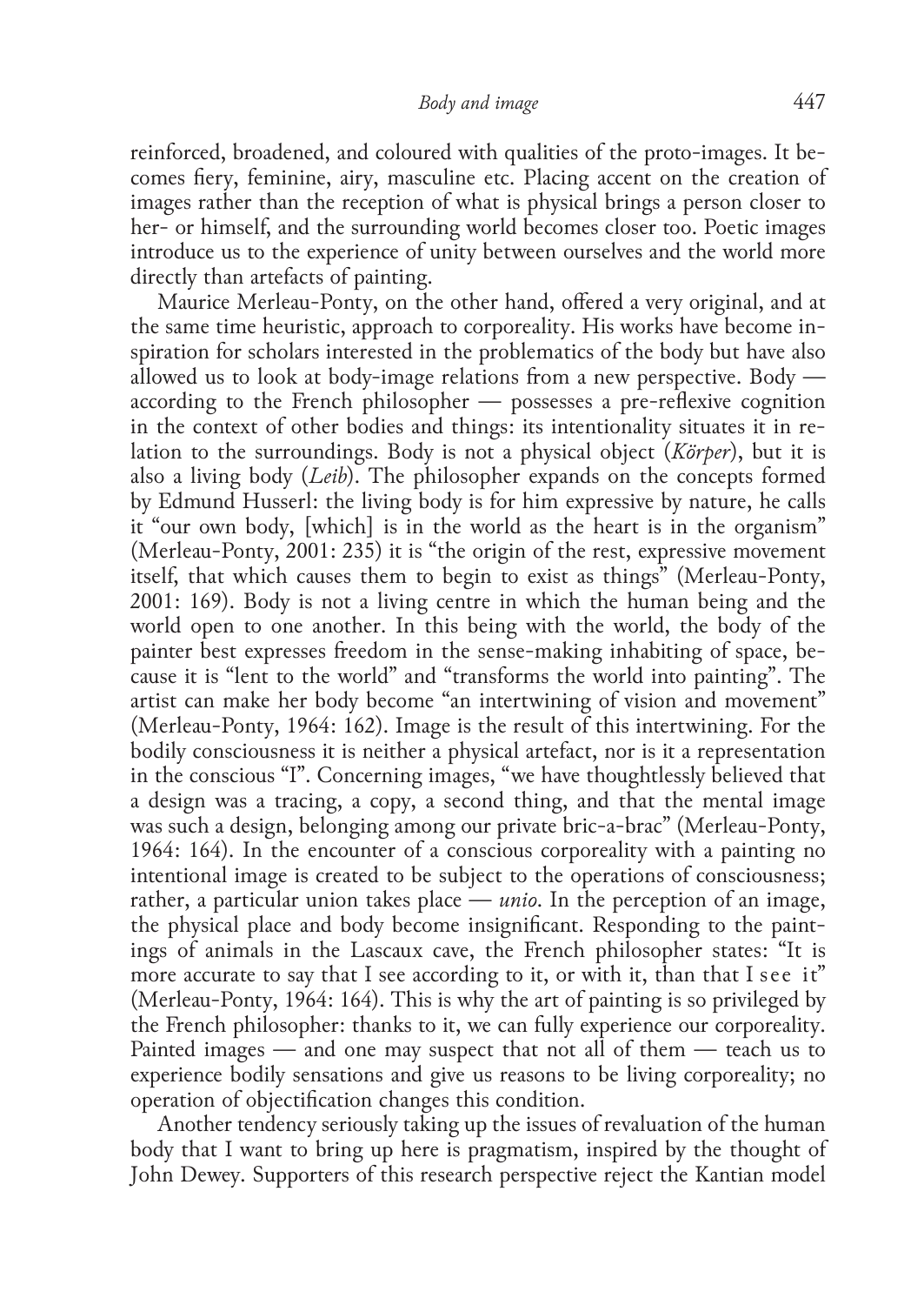reinforced, broadened, and coloured with qualities of the proto-images. It becomes fiery, feminine, airy, masculine etc. Placing accent on the creation of images rather than the reception of what is physical brings a person closer to her- or himself, and the surrounding world becomes closer too. Poetic images introduce us to the experience of unity between ourselves and the world more directly than artefacts of painting.

Maurice Merleau-Ponty, on the other hand, offered a very original, and at the same time heuristic, approach to corporeality. His works have become inspiration for scholars interested in the problematics of the body but have also allowed us to look at body-image relations from a new perspective. Body — according to the French philosopher — possesses a pre-reflexive cognition in the context of other bodies and things: its intentionality situates it in relation to the surroundings. Body is not a physical object (*Körper*), but it is also a living body (*Leib*). The philosopher expands on the concepts formed by Edmund Husserl: the living body is for him expressive by nature, he calls it "our own body, [which] is in the world as the heart is in the organism" (Merleau-Ponty, 2001: 235) it is "the origin of the rest, expressive movement itself, that which causes them to begin to exist as things" (Merleau-Ponty, 2001: 169). Body is not a living centre in which the human being and the world open to one another. In this being with the world, the body of the painter best expresses freedom in the sense-making inhabiting of space, because it is "lent to the world" and "transforms the world into painting". The artist can make her body become "an intertwining of vision and movement" (Merleau-Ponty, 1964: 162). Image is the result of this intertwining. For the bodily consciousness it is neither a physical artefact, nor is it a representation in the conscious "I". Concerning images, "we have thoughtlessly believed that a design was a tracing, a copy, a second thing, and that the mental image was such a design, belonging among our private bric-a-brac" (Merleau-Ponty, 1964: 164). In the encounter of a conscious corporeality with a painting no intentional image is created to be subject to the operations of consciousness; rather, a particular union takes place — *unio*. In the perception of an image, the physical place and body become insignificant. Responding to the paintings of animals in the Lascaux cave, the French philosopher states: "It is more accurate to say that I see according to it, or with it, than that I see it" (Merleau-Ponty, 1964: 164). This is why the art of painting is so privileged by the French philosopher: thanks to it, we can fully experience our corporeality. Painted images — and one may suspect that not all of them — teach us to experience bodily sensations and give us reasons to be living corporeality; no operation of objectification changes this condition.

Another tendency seriously taking up the issues of revaluation of the human body that I want to bring up here is pragmatism, inspired by the thought of John Dewey. Supporters of this research perspective reject the Kantian model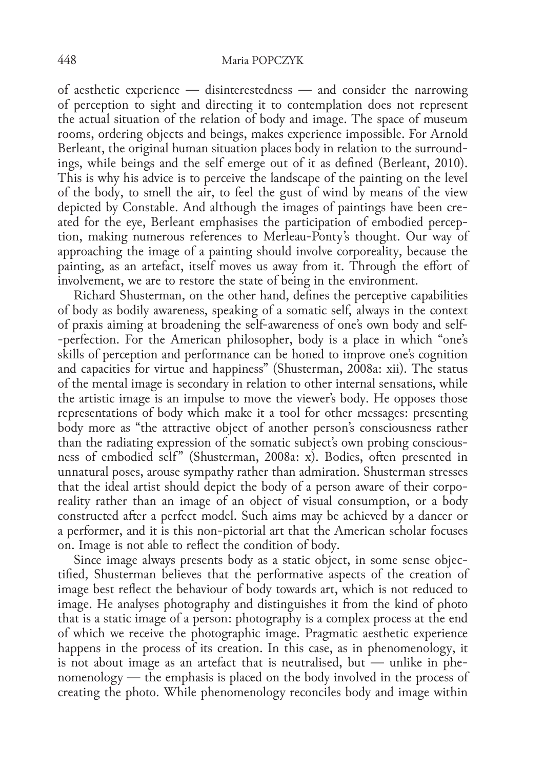of aesthetic experience — disinterestedness — and consider the narrowing of perception to sight and directing it to contemplation does not represent the actual situation of the relation of body and image. The space of museum rooms, ordering objects and beings, makes experience impossible. For Arnold Berleant, the original human situation places body in relation to the surroundings, while beings and the self emerge out of it as defined (Berleant, 2010). This is why his advice is to perceive the landscape of the painting on the level of the body, to smell the air, to feel the gust of wind by means of the view depicted by Constable. And although the images of paintings have been created for the eye, Berleant emphasises the participation of embodied perception, making numerous references to Merleau-Ponty's thought. Our way of approaching the image of a painting should involve corporeality, because the painting, as an artefact, itself moves us away from it. Through the effort of involvement, we are to restore the state of being in the environment.

Richard Shusterman, on the other hand, defines the perceptive capabilities of body as bodily awareness, speaking of a somatic self, always in the context of praxis aiming at broadening the self-awareness of one's own body and self-perfection. For the American philosopher, body is a place in which "one's skills of perception and performance can be honed to improve one's cognition and capacities for virtue and happiness" (Shusterman, 2008a: xii). The status of the mental image is secondary in relation to other internal sensations, while the artistic image is an impulse to move the viewer's body. He opposes those representations of body which make it a tool for other messages: presenting body more as "the attractive object of another person's consciousness rather than the radiating expression of the somatic subject's own probing consciousness of embodied self" (Shusterman, 2008a: x). Bodies, often presented in unnatural poses, arouse sympathy rather than admiration. Shusterman stresses that the ideal artist should depict the body of a person aware of their corporeality rather than an image of an object of visual consumption, or a body constructed after a perfect model. Such aims may be achieved by a dancer or a performer, and it is this non-pictorial art that the American scholar focuses on. Image is not able to reflect the condition of body.

Since image always presents body as a static object, in some sense objectified, Shusterman believes that the performative aspects of the creation of image best reflect the behaviour of body towards art, which is not reduced to image. He analyses photography and distinguishes it from the kind of photo that is a static image of a person: photography is a complex process at the end of which we receive the photographic image. Pragmatic aesthetic experience happens in the process of its creation. In this case, as in phenomenology, it is not about image as an artefact that is neutralised, but — unlike in phenomenology — the emphasis is placed on the body involved in the process of creating the photo. While phenomenology reconciles body and image within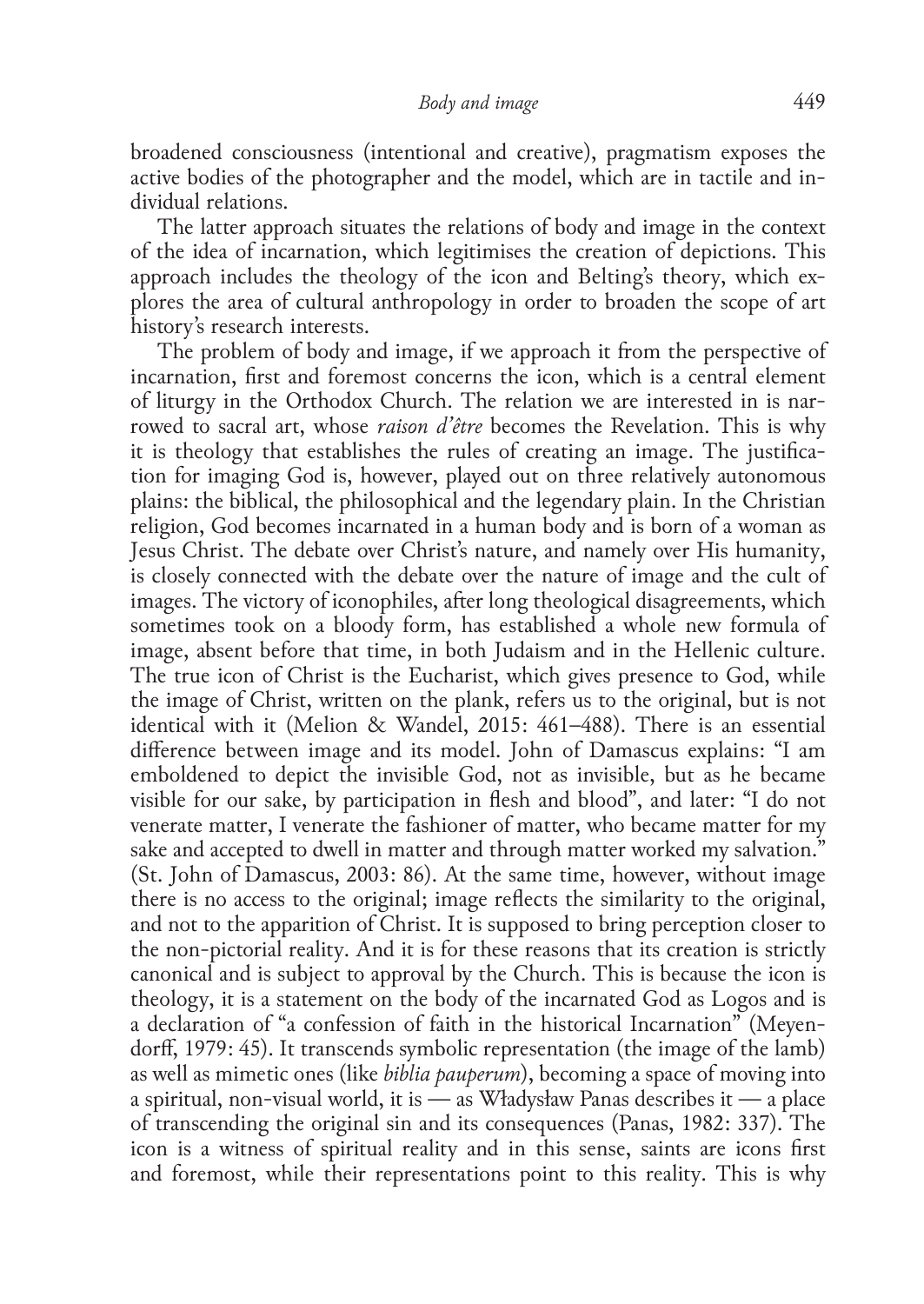broadened consciousness (intentional and creative), pragmatism exposes the active bodies of the photographer and the model, which are in tactile and individual relations.

The latter approach situates the relations of body and image in the context of the idea of incarnation, which legitimises the creation of depictions. This approach includes the theology of the icon and Belting's theory, which explores the area of cultural anthropology in order to broaden the scope of art history's research interests.

The problem of body and image, if we approach it from the perspective of incarnation, first and foremost concerns the icon, which is a central element of liturgy in the Orthodox Church. The relation we are interested in is narrowed to sacral art, whose *raison d'être* becomes the Revelation. This is why it is theology that establishes the rules of creating an image. The justification for imaging God is, however, played out on three relatively autonomous plains: the biblical, the philosophical and the legendary plain. In the Christian religion, God becomes incarnated in a human body and is born of a woman as Jesus Christ. The debate over Christ's nature, and namely over His humanity, is closely connected with the debate over the nature of image and the cult of images. The victory of iconophiles, after long theological disagreements, which sometimes took on a bloody form, has established a whole new formula of image, absent before that time, in both Judaism and in the Hellenic culture. The true icon of Christ is the Eucharist, which gives presence to God, while the image of Christ, written on the plank, refers us to the original, but is not identical with it (Melion & Wandel, 2015: 461–488). There is an essential difference between image and its model. John of Damascus explains: "I am emboldened to depict the invisible God, not as invisible, but as he became visible for our sake, by participation in flesh and blood", and later: "I do not venerate matter, I venerate the fashioner of matter, who became matter for my sake and accepted to dwell in matter and through matter worked my salvation." (St. John of Damascus, 2003: 86). At the same time, however, without image there is no access to the original; image reflects the similarity to the original, and not to the apparition of Christ. It is supposed to bring perception closer to the non-pictorial reality. And it is for these reasons that its creation is strictly canonical and is subject to approval by the Church. This is because the icon is theology, it is a statement on the body of the incarnated God as Logos and is a declaration of "a confession of faith in the historical Incarnation" (Meyendorff, 1979: 45). It transcends symbolic representation (the image of the lamb) as well as mimetic ones (like *biblia pauperum*), becoming a space of moving into a spiritual, non-visual world, it is — as Władysław Panas describes it — a place of transcending the original sin and its consequences (Panas, 1982: 337). The icon is a witness of spiritual reality and in this sense, saints are icons first and foremost, while their representations point to this reality. This is why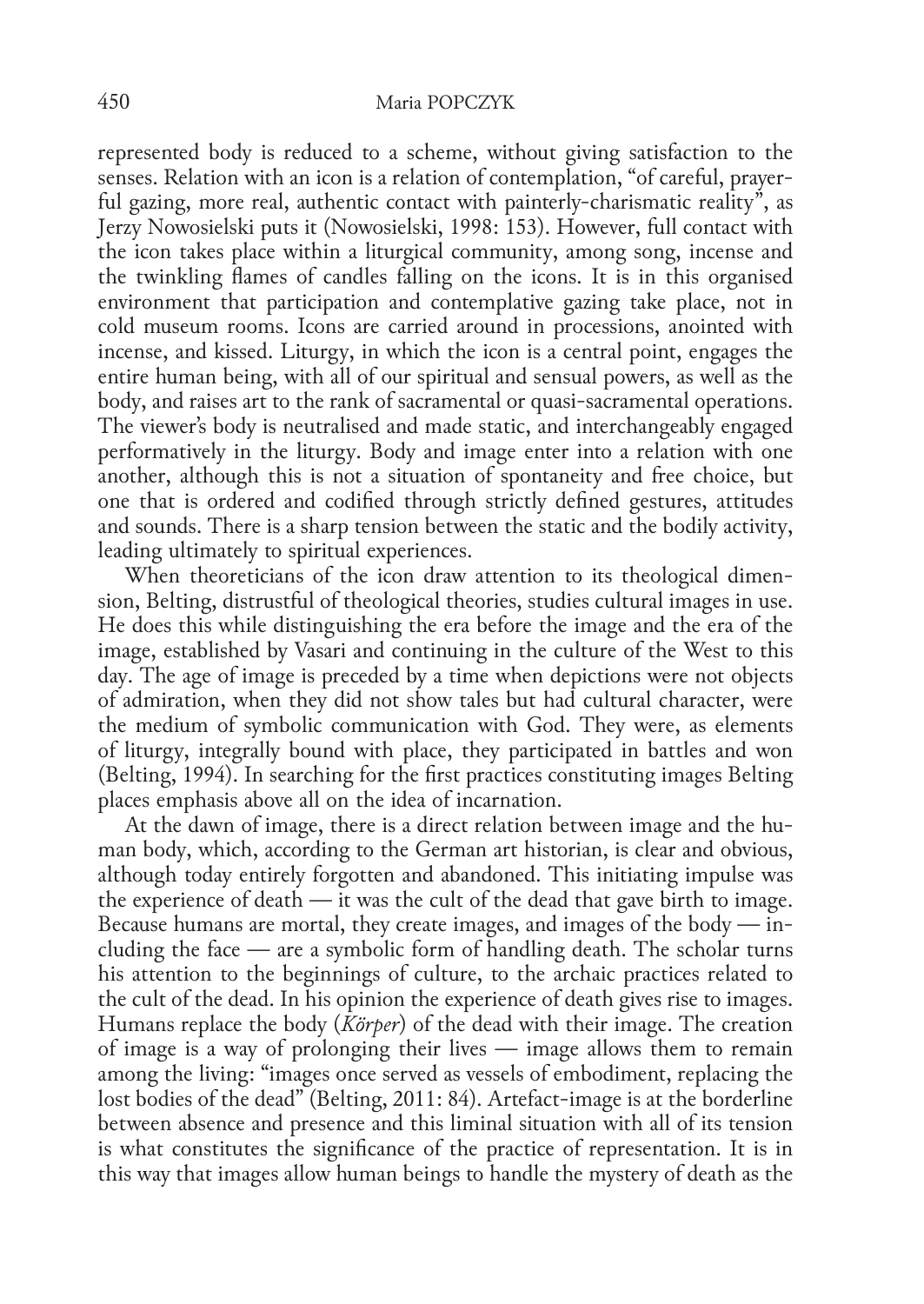represented body is reduced to a scheme, without giving satisfaction to the senses. Relation with an icon is a relation of contemplation, "of careful, prayerful gazing, more real, authentic contact with painterly-charismatic reality", as Jerzy Nowosielski puts it (Nowosielski, 1998: 153). However, full contact with the icon takes place within a liturgical community, among song, incense and the twinkling flames of candles falling on the icons. It is in this organised environment that participation and contemplative gazing take place, not in cold museum rooms. Icons are carried around in processions, anointed with incense, and kissed. Liturgy, in which the icon is a central point, engages the entire human being, with all of our spiritual and sensual powers, as well as the body, and raises art to the rank of sacramental or quasi-sacramental operations. The viewer's body is neutralised and made static, and interchangeably engaged performatively in the liturgy. Body and image enter into a relation with one another, although this is not a situation of spontaneity and free choice, but one that is ordered and codified through strictly defined gestures, attitudes and sounds. There is a sharp tension between the static and the bodily activity, leading ultimately to spiritual experiences.

When theoreticians of the icon draw attention to its theological dimension, Belting, distrustful of theological theories, studies cultural images in use. He does this while distinguishing the era before the image and the era of the image, established by Vasari and continuing in the culture of the West to this day. The age of image is preceded by a time when depictions were not objects of admiration, when they did not show tales but had cultural character, were the medium of symbolic communication with God. They were, as elements of liturgy, integrally bound with place, they participated in battles and won (Belting, 1994). In searching for the first practices constituting images Belting places emphasis above all on the idea of incarnation.

At the dawn of image, there is a direct relation between image and the human body, which, according to the German art historian, is clear and obvious, although today entirely forgotten and abandoned. This initiating impulse was the experience of death — it was the cult of the dead that gave birth to image. Because humans are mortal, they create images, and images of the body — including the face — are a symbolic form of handling death. The scholar turns his attention to the beginnings of culture, to the archaic practices related to the cult of the dead. In his opinion the experience of death gives rise to images. Humans replace the body (*Körper*) of the dead with their image. The creation of image is a way of prolonging their lives — image allows them to remain among the living: "images once served as vessels of embodiment, replacing the lost bodies of the dead" (Belting, 2011: 84). Artefact-image is at the borderline between absence and presence and this liminal situation with all of its tension is what constitutes the significance of the practice of representation. It is in this way that images allow human beings to handle the mystery of death as the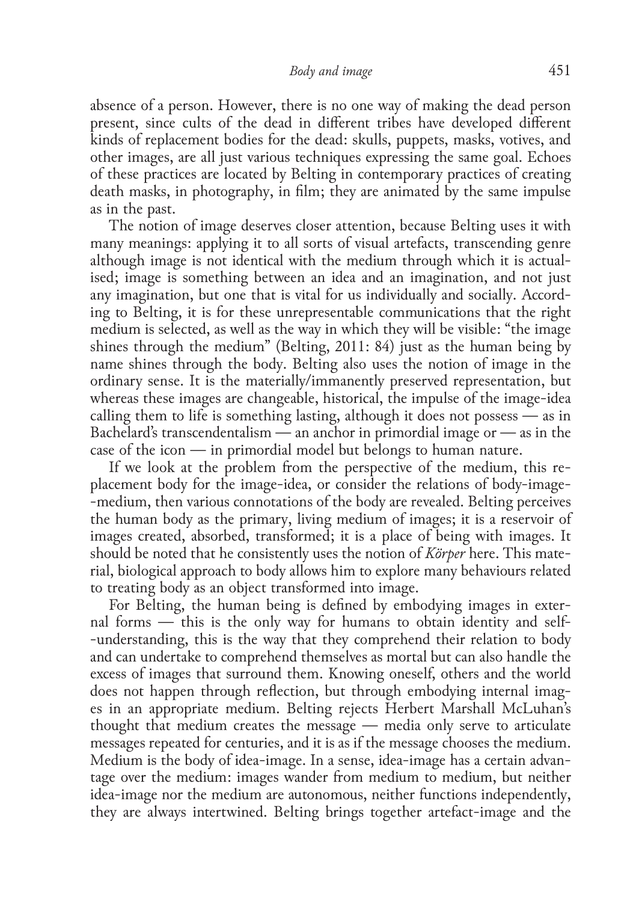absence of a person. However, there is no one way of making the dead person present, since cults of the dead in different tribes have developed different kinds of replacement bodies for the dead: skulls, puppets, masks, votives, and other images, are all just various techniques expressing the same goal. Echoes of these practices are located by Belting in contemporary practices of creating death masks, in photography, in film; they are animated by the same impulse as in the past.

The notion of image deserves closer attention, because Belting uses it with many meanings: applying it to all sorts of visual artefacts, transcending genre although image is not identical with the medium through which it is actualised; image is something between an idea and an imagination, and not just any imagination, but one that is vital for us individually and socially. According to Belting, it is for these unrepresentable communications that the right medium is selected, as well as the way in which they will be visible: "the image shines through the medium" (Belting, 2011: 84) just as the human being by name shines through the body. Belting also uses the notion of image in the ordinary sense. It is the materially/immanently preserved representation, but whereas these images are changeable, historical, the impulse of the image-idea calling them to life is something lasting, although it does not possess — as in Bachelard's transcendentalism — an anchor in primordial image or — as in the case of the icon — in primordial model but belongs to human nature.

If we look at the problem from the perspective of the medium, this replacement body for the image-idea, or consider the relations of body-image-medium, then various connotations of the body are revealed. Belting perceives the human body as the primary, living medium of images; it is a reservoir of images created, absorbed, transformed; it is a place of being with images. It should be noted that he consistently uses the notion of *Körper* here. This material, biological approach to body allows him to explore many behaviours related to treating body as an object transformed into image.

For Belting, the human being is defined by embodying images in external forms — this is the only way for humans to obtain identity and self-understanding, this is the way that they comprehend their relation to body and can undertake to comprehend themselves as mortal but can also handle the excess of images that surround them. Knowing oneself, others and the world does not happen through reflection, but through embodying internal images in an appropriate medium. Belting rejects Herbert Marshall McLuhan's thought that medium creates the message — media only serve to articulate messages repeated for centuries, and it is as if the message chooses the medium. Medium is the body of idea-image. In a sense, idea-image has a certain advantage over the medium: images wander from medium to medium, but neither idea-image nor the medium are autonomous, neither functions independently, they are always intertwined. Belting brings together artefact-image and the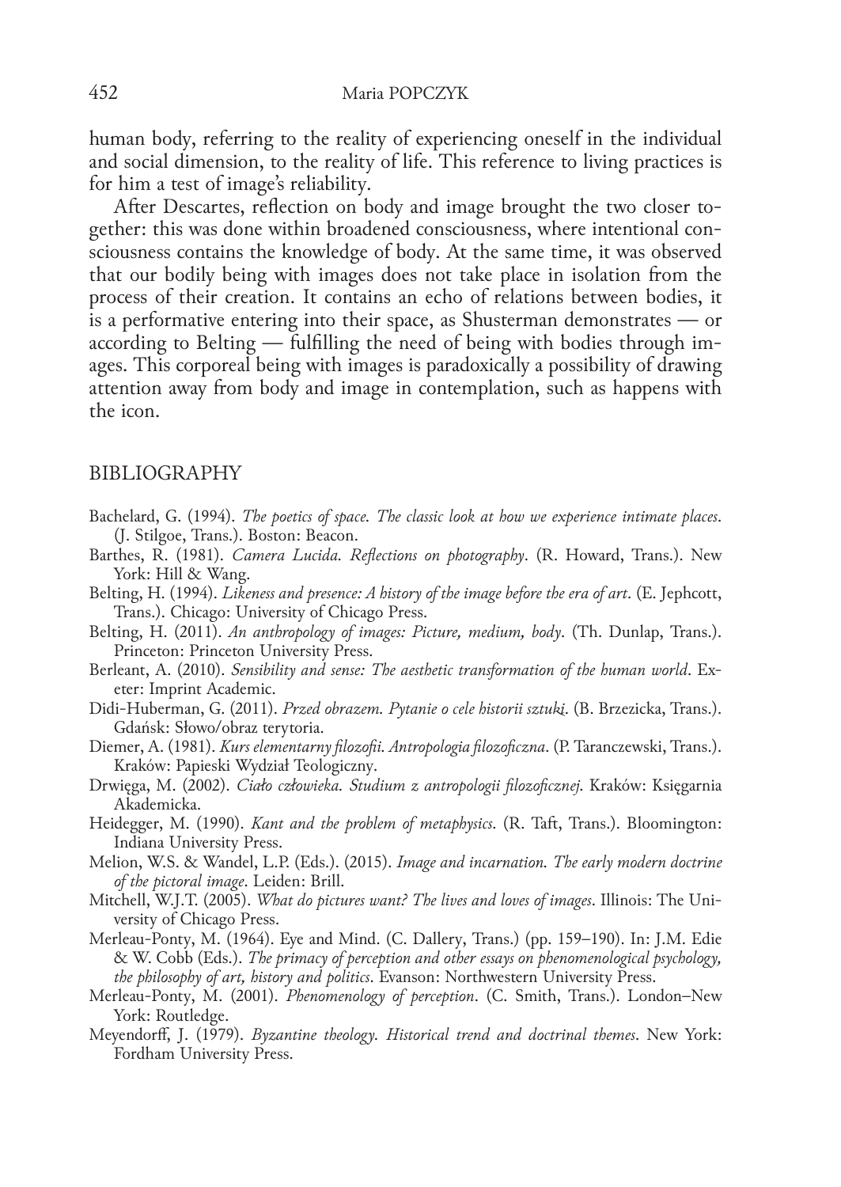human body, referring to the reality of experiencing oneself in the individual and social dimension, to the reality of life. This reference to living practices is for him a test of image's reliability.

After Descartes, reflection on body and image brought the two closer together: this was done within broadened consciousness, where intentional consciousness contains the knowledge of body. At the same time, it was observed that our bodily being with images does not take place in isolation from the process of their creation. It contains an echo of relations between bodies, it is a performative entering into their space, as Shusterman demonstrates — or according to Belting — fulfilling the need of being with bodies through images. This corporeal being with images is paradoxically a possibility of drawing attention away from body and image in contemplation, such as happens with the icon.

## BIBLIOGRAPHY

Bachelard, G. (1994). *The poetics of space. The classic look at how we experience intimate places*. (J. Stilgoe, Trans.). Boston: Beacon.

Barthes, R. (1981). *Camera Lucida. Reflections on photography*. (R. Howard, Trans.). New York: Hill & Wang.

Belting, H. (1994). *Likeness and presence: A history of the image before the era of art*. (E. Jephcott, Trans.). Chicago: University of Chicago Press.

Belting, H. (2011). *An anthropology of images: Picture, medium, body*. (Th. Dunlap, Trans.). Princeton: Princeton University Press.

Berleant, A. (2010). *Sensibility and sense: The aesthetic transformation of the human world*. Exeter: Imprint Academic.

Didi-Huberman, G. (2011). *Przed obrazem. Pytanie o cele historii sztuki*. (B. Brzezicka, Trans.). Gdańsk: Słowo/obraz terytoria.

Diemer, A. (1981). *Kurs elementarny filozofii. Antropologia filozoficzna*. (P. Taranczewski, Trans.). Kraków: Papieski Wydział Teologiczny.

Drwięga, M. (2002). *Ciało człowieka. Studium z antropologii filozoficznej.* Kraków: Księgarnia Akademicka.

Heidegger, M. (1990). *Kant and the problem of metaphysics*. (R. Taft, Trans.). Bloomington: Indiana University Press.

Melion, W.S. & Wandel, L.P. (Eds.). (2015). *Image and incarnation. The early modern doctrine of the pictoral image*. Leiden: Brill.

Mitchell, W.J.T. (2005). *What do pictures want? The lives and loves of images*. Illinois: The University of Chicago Press.

Merleau-Ponty, M. (1964). Eye and Mind. (C. Dallery, Trans.) (pp. 159–190). In: J.M. Edie & W. Cobb (Eds.). *The primacy of perception and other essays on phenomenological psychology, the philosophy of art, history and politics*. Evanson: Northwestern University Press.

Merleau-Ponty, M. (2001). *Phenomenology of perception*. (C. Smith, Trans.). London–New York: Routledge.

Meyendorff, J. (1979). *Byzantine theology. Historical trend and doctrinal themes*. New York: Fordham University Press.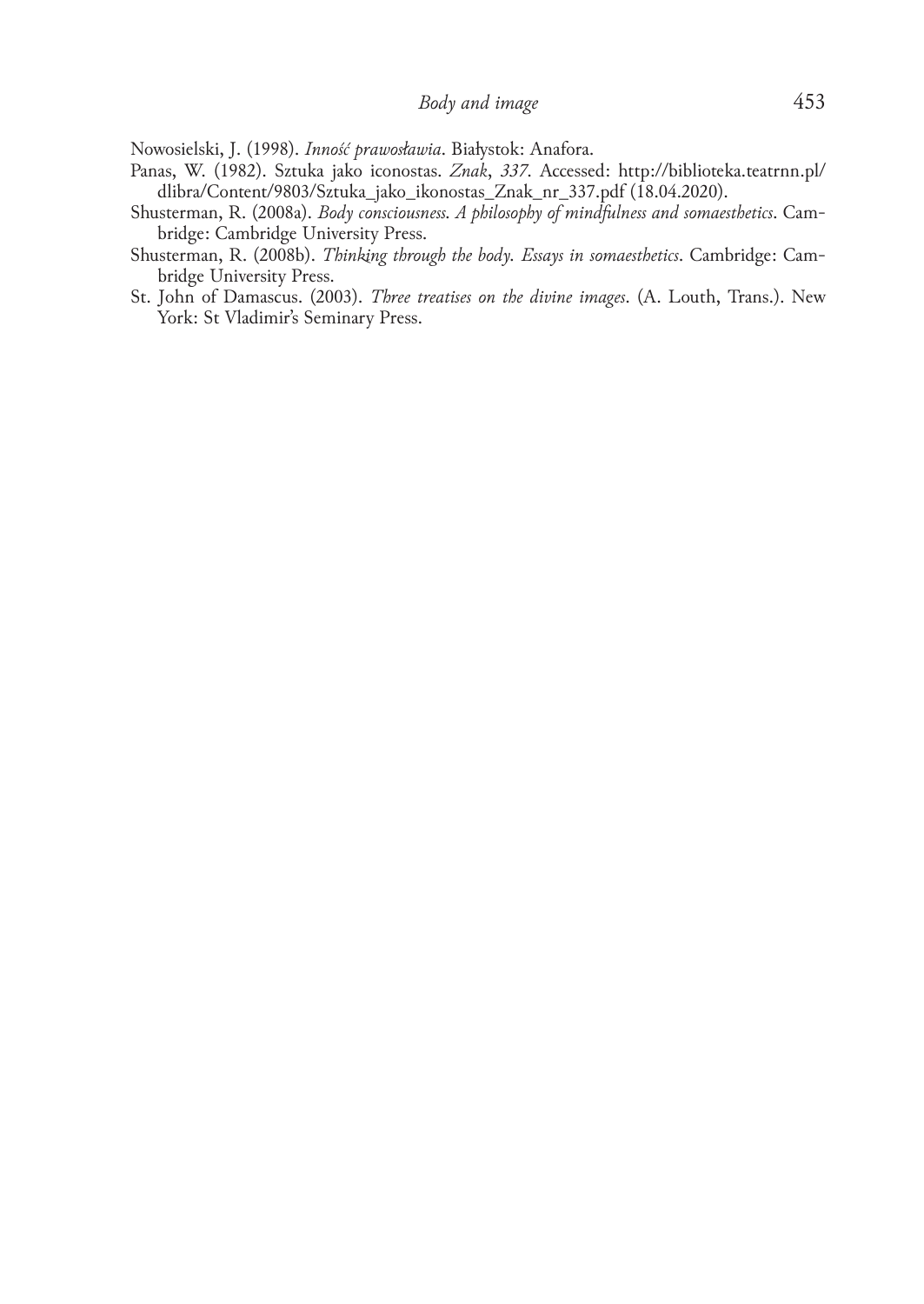Nowosielski, J. (1998). *Inność prawosławia*. Białystok: Anafora.

Panas, W. (1982). Sztuka jako iconostas. *Znak*, *337*. Accessed: http://biblioteka.teatrnn.pl/dlibra/Content/9803/Sztuka_jako_ikonostas_Znak_nr_337.pdf (18.04.2020).

Shusterman, R. (2008a). *Body consciousness. A philosophy of mindfulness and somaesthetics*. Cambridge: Cambridge University Press.

Shusterman, R. (2008b). *Thinking through the body. Essays in somaesthetics*. Cambridge: Cambridge University Press.

St. John of Damascus. (2003). *Three treatises on the divine images*. (A. Louth, Trans.). New York: St Vladimir's Seminary Press.